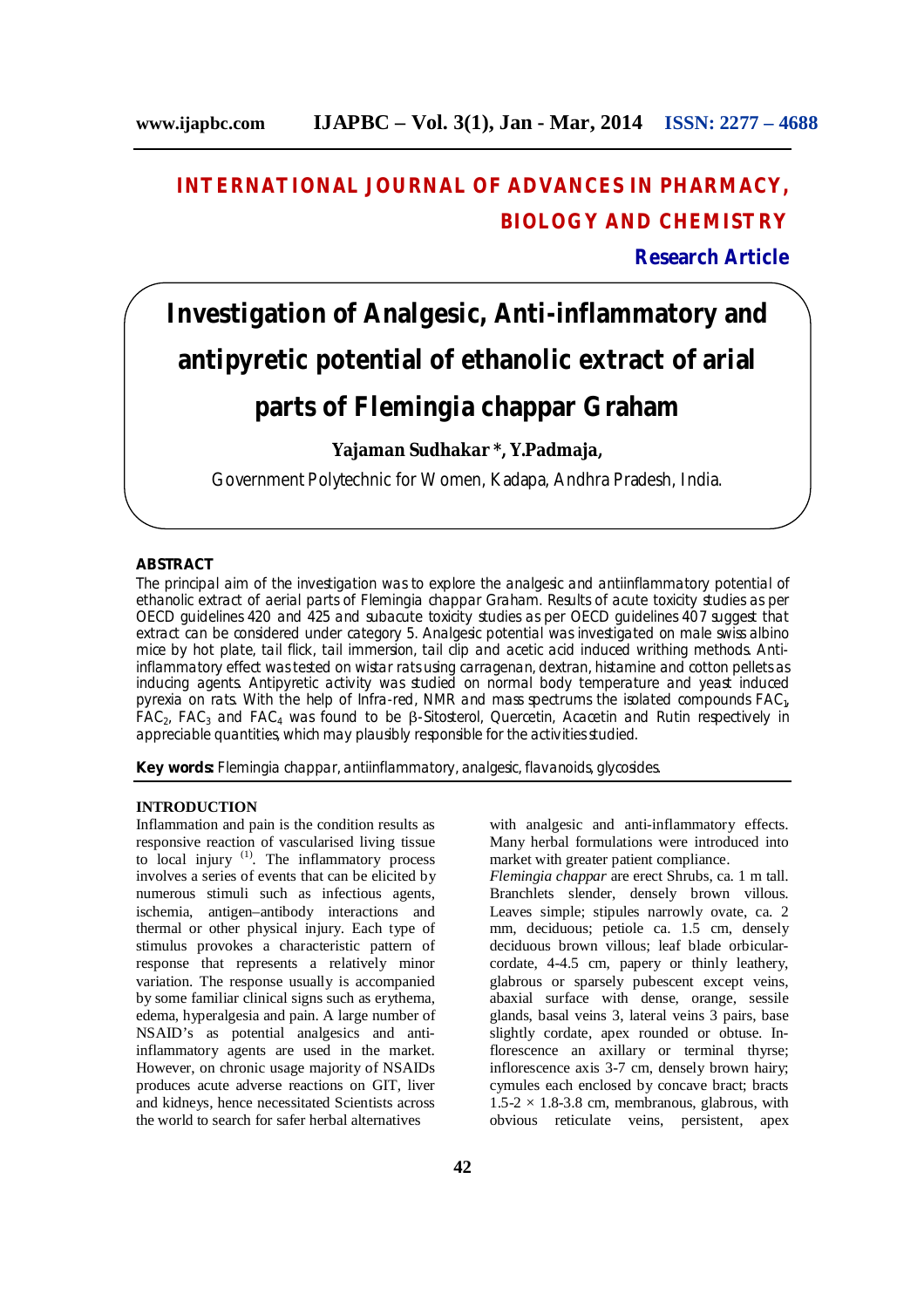# INTERNATIONAL JOURNAL OF ADVANCES IN PHARMACY, BIOLOGY AND CHEMISTRY

**Research Article**

# Investigation of Analgesic, Anti-inflammatory and antipyretic potential of ethanolic extract of arial parts of Flemingia chappar Graham

**Yajaman Sudhakar \*, Y.Padmaja,**

Government Polytechnic for Women, Kadapa, Andhra Pradesh, India.

## ABSTRACT

The principal aim of the investigation was to explore the analgesic and antiinflammatory potential of ethanolic extract of aerial parts of Flemingia chappar Graham. Results of acute toxicity studies as per OECD guidelines 420 and 425 and subacute toxicity studies as per OECD guidelines 407 suggest that extract can be considered under category 5. Analgesic potential was investigated on male swiss albino mice by hot plate, tail flick, tail immersion, tail clip and acetic acid induced writhing methods. Anti-inflammatory effect was tested on wistar rats using carragenan, dextran, histamine and cotton pellets as inducing agents. Antipyretic activity was studied on normal body temperature and yeast induced pyrexia on rats. With the help of Infra-red, NMR and mass spectrums the isolated compounds $FAC_1$, $FAC_2$, $FAC_3$ and $FAC_4$ was found to be β-Sitosterol, Quercetin, Acacetin and Rutin respectively in appreciable quantities, which may plausibly responsible for the activities studied.

**Key words:** Flemingia chappar, antiinflammatory, analgesic, flavanoids, glycosides.

## INTRODUCTION

Inflammation and pain is the condition results as responsive reaction of vascularised living tissue to local injury [1]. The inflammatory process involves a series of events that can be elicited by numerous stimuli such as infectious agents, ischemia, antigen–antibody interactions and thermal or other physical injury. Each type of stimulus provokes a characteristic pattern of response that represents a relatively minor variation. The response usually is accompanied by some familiar clinical signs such as erythema, edema, hyperalgesia and pain. A large number of NSAID's as potential analgesics and anti-inflammatory agents are used in the market. However, on chronic usage majority of NSAIDs produces acute adverse reactions on GIT, liver and kidneys, hence necessitated Scientists across the world to search for safer herbal alternatives with analgesic and anti-inflammatory effects. Many herbal formulations were introduced into market with greater patient compliance.

*Flemingia chappar* are erect Shrubs, ca. 1 m tall. Branchlets slender, densely brown villous. Leaves simple; stipules narrowly ovate, ca. 2 mm, deciduous; petiole ca. 1.5 cm, densely deciduous brown villous; leaf blade orbicular-cordate, 4-4.5 cm, papery or thinly leathery, glabrous or sparsely pubescent except veins, abaxial surface with dense, orange, sessile glands, basal veins 3, lateral veins 3 pairs, base slightly cordate, apex rounded or obtuse. Inflorescence an axillary or terminal thyrse; inflorescence axis 3-7 cm, densely brown hairy; cymules each enclosed by concave bract; bracts 1.5-2 × 1.8-3.8 cm, membranous, glabrous, with obvious reticulate veins, persistent, apex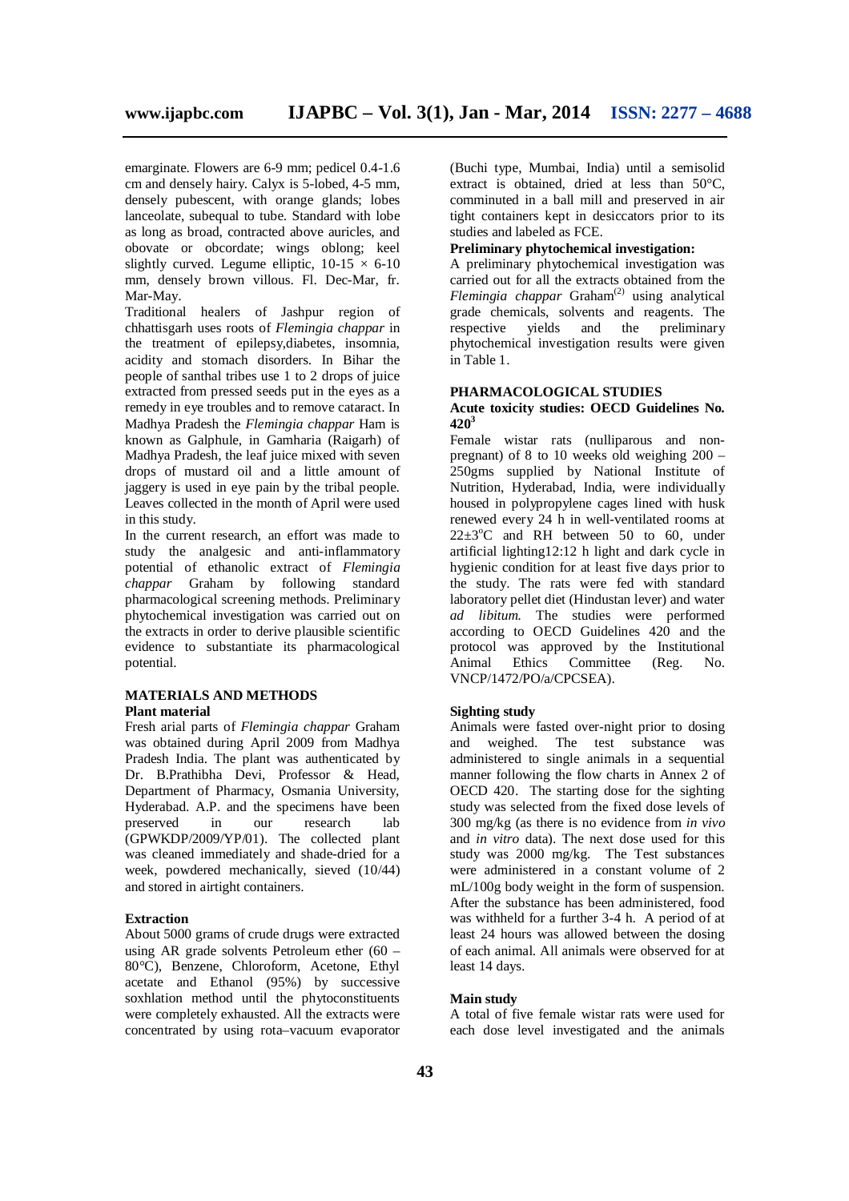emarginate. Flowers are 6-9 mm; pedicel 0.4-1.6 cm and densely hairy. Calyx is 5-lobed, 4-5 mm, densely pubescent, with orange glands; lobes lanceolate, subequal to tube. Standard with lobe as long as broad, contracted above auricles, and obovate or obcordate; wings oblong; keel slightly curved. Legume elliptic, 10-15 × 6-10 mm, densely brown villous. Fl. Dec-Mar, fr. Mar-May.

Traditional healers of Jashpur region of chhattisgarh uses roots of *Flemingia chappar* in the treatment of epilepsy,diabetes, insomnia, acidity and stomach disorders. In Bihar the people of santhal tribes use 1 to 2 drops of juice extracted from pressed seeds put in the eyes as a remedy in eye troubles and to remove cataract. In Madhya Pradesh the *Flemingia chappar* Ham is known as Galphule, in Gamharia (Raigarh) of Madhya Pradesh, the leaf juice mixed with seven drops of mustard oil and a little amount of jaggery is used in eye pain by the tribal people. Leaves collected in the month of April were used in this study.

In the current research, an effort was made to study the analgesic and anti-inflammatory potential of ethanolic extract of *Flemingia chappar* Graham by following standard pharmacological screening methods. Preliminary phytochemical investigation was carried out on the extracts in order to derive plausible scientific evidence to substantiate its pharmacological potential.

## MATERIALS AND METHODS

### Plant material

Fresh arial parts of *Flemingia chappar* Graham was obtained during April 2009 from Madhya Pradesh India. The plant was authenticated by Dr. B.Prathibha Devi, Professor & Head, Department of Pharmacy, Osmania University, Hyderabad. A.P. and the specimens have been preserved in our research lab (GPWKDP/2009/YP/01). The collected plant was cleaned immediately and shade-dried for a week, powdered mechanically, sieved (10/44) and stored in airtight containers.

### Extraction

About 5000 grams of crude drugs were extracted using AR grade solvents Petroleum ether (60 – 80°C), Benzene, Chloroform, Acetone, Ethyl acetate and Ethanol (95%) by successive soxhlation method until the phytoconstituents were completely exhausted. All the extracts were concentrated by using rota–vacuum evaporator (Buchi type, Mumbai, India) until a semisolid extract is obtained, dried at less than 50°C, comminuted in a ball mill and preserved in air tight containers kept in desiccators prior to its studies and labeled as FCE.

### Preliminary phytochemical investigation:

A preliminary phytochemical investigation was carried out for all the extracts obtained from the *Flemingia chappar* Graham[2] using analytical grade chemicals, solvents and reagents. The respective yields and the preliminary phytochemical investigation results were given in Table 1.

## PHARMACOLOGICAL STUDIES

### Acute toxicity studies: OECD Guidelines No. 420[3]

Female wistar rats (nulliparous and non-pregnant) of 8 to 10 weeks old weighing 200 – 250gms supplied by National Institute of Nutrition, Hyderabad, India, were individually housed in polypropylene cages lined with husk renewed every 24 h in well-ventilated rooms at 22±3°C and RH between 50 to 60, under artificial lighting12:12 h light and dark cycle in hygienic condition for at least five days prior to the study. The rats were fed with standard laboratory pellet diet (Hindustan lever) and water *ad libitum.* The studies were performed according to OECD Guidelines 420 and the protocol was approved by the Institutional Animal Ethics Committee (Reg. No. VNCP/1472/PO/a/CPCSEA).

### Sighting study

Animals were fasted over-night prior to dosing and weighed. The test substance was administered to single animals in a sequential manner following the flow charts in Annex 2 of OECD 420. The starting dose for the sighting study was selected from the fixed dose levels of 300 mg/kg (as there is no evidence from *in vivo* and *in vitro* data). The next dose used for this study was 2000 mg/kg. The Test substances were administered in a constant volume of 2 mL/100g body weight in the form of suspension. After the substance has been administered, food was withheld for a further 3-4 h. A period of at least 24 hours was allowed between the dosing of each animal. All animals were observed for at least 14 days.

### Main study

A total of five female wistar rats were used for each dose level investigated and the animals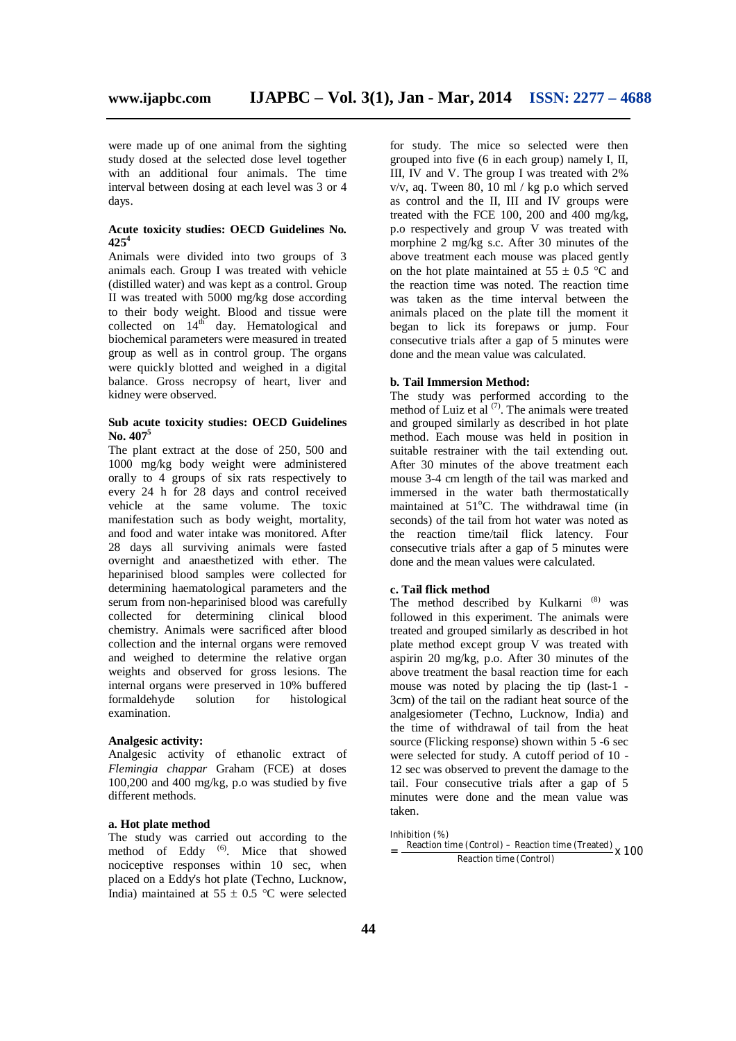were made up of one animal from the sighting study dosed at the selected dose level together with an additional four animals. The time interval between dosing at each level was 3 or 4 days.

### Acute toxicity studies: OECD Guidelines No. 425[4]

Animals were divided into two groups of 3 animals each. Group I was treated with vehicle (distilled water) and was kept as a control. Group II was treated with 5000 mg/kg dose according to their body weight. Blood and tissue were collected on $14^{th}$ day. Hematological and biochemical parameters were measured in treated group as well as in control group. The organs were quickly blotted and weighed in a digital balance. Gross necropsy of heart, liver and kidney were observed.

### Sub acute toxicity studies: OECD Guidelines No. 407[5]

The plant extract at the dose of 250, 500 and 1000 mg/kg body weight were administered orally to 4 groups of six rats respectively to every 24 h for 28 days and control received vehicle at the same volume. The toxic manifestation such as body weight, mortality, and food and water intake was monitored. After 28 days all surviving animals were fasted overnight and anaesthetized with ether. The heparinised blood samples were collected for determining haematological parameters and the serum from non-heparinised blood was carefully collected for determining clinical blood chemistry. Animals were sacrificed after blood collection and the internal organs were removed and weighed to determine the relative organ weights and observed for gross lesions. The internal organs were preserved in 10% buffered formaldehyde solution for histological examination.

### Analgesic activity:

Analgesic activity of ethanolic extract of *Flemingia chappar* Graham (FCE) at doses 100,200 and 400 mg/kg, p.o was studied by five different methods.

#### a. Hot plate method

The study was carried out according to the method of Eddy [6]. Mice that showed nociceptive responses within 10 sec, when placed on a Eddy's hot plate (Techno, Lucknow, India) maintained at 55 ± 0.5 °C were selected for study. The mice so selected were then grouped into five (6 in each group) namely I, II, III, IV and V. The group I was treated with 2% v/v, aq. Tween 80, 10 ml / kg p.o which served as control and the II, III and IV groups were treated with the FCE 100, 200 and 400 mg/kg, p.o respectively and group V was treated with morphine 2 mg/kg s.c. After 30 minutes of the above treatment each mouse was placed gently on the hot plate maintained at 55 ± 0.5 °C and the reaction time was noted. The reaction time was taken as the time interval between the animals placed on the plate till the moment it began to lick its forepaws or jump. Four consecutive trials after a gap of 5 minutes were done and the mean value was calculated.

#### b. Tail Immersion Method:

The study was performed according to the method of Luiz et al [7]. The animals were treated and grouped similarly as described in hot plate method. Each mouse was held in position in suitable restrainer with the tail extending out. After 30 minutes of the above treatment each mouse 3-4 cm length of the tail was marked and immersed in the water bath thermostatically maintained at 51°C. The withdrawal time (in seconds) of the tail from hot water was noted as the reaction time/tail flick latency. Four consecutive trials after a gap of 5 minutes were done and the mean values were calculated.

#### c. Tail flick method

The method described by Kulkarni [8] was followed in this experiment. The animals were treated and grouped similarly as described in hot plate method except group V was treated with aspirin 20 mg/kg, p.o. After 30 minutes of the above treatment the basal reaction time for each mouse was noted by placing the tip (last-1 - 3cm) of the tail on the radiant heat source of the analgesiometer (Techno, Lucknow, India) and the time of withdrawal of tail from the heat source (Flicking response) shown within 5 -6 sec were selected for study. A cutoff period of 10 - 12 sec was observed to prevent the damage to the tail. Four consecutive trials after a gap of 5 minutes were done and the mean value was taken.

$$\text{Inhibition (\%)} = \frac{\text{Reaction time (Control)} - \text{Reaction time (Treated)}}{\text{Reaction time (Control)}} \times 100$$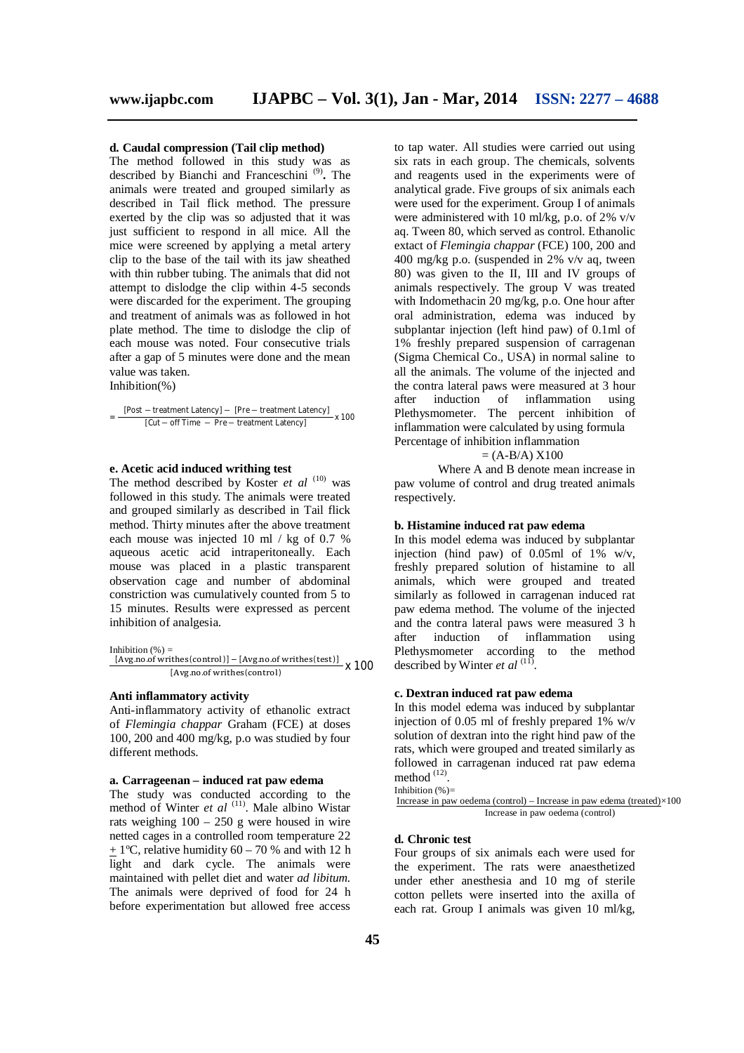**d. Caudal compression (Tail clip method)**

The method followed in this study was as described by Bianchi and Franceschini [9]. The animals were treated and grouped similarly as described in Tail flick method. The pressure exerted by the clip was so adjusted that it was just sufficient to respond in all mice. All the mice were screened by applying a metal artery clip to the base of the tail with its jaw sheathed with thin rubber tubing. The animals that did not attempt to dislodge the clip within 4-5 seconds were discarded for the experiment. The grouping and treatment of animals was as followed in hot plate method. The time to dislodge the clip of each mouse was noted. Four consecutive trials after a gap of 5 minutes were done and the mean value was taken.

Inhibition(%)

$$= \frac{[\text{Post} - \text{treatment Latency}] - [\text{Pre} - \text{treatment Latency}]}{[\text{Cut} - \text{off Time} \ - \ \text{Pre} - \text{treatment Latency}]} \times 100$$

**e. Acetic acid induced writhing test**

The method described by Koster *et al* [10] was followed in this study. The animals were treated and grouped similarly as described in Tail flick method. Thirty minutes after the above treatment each mouse was injected 10 ml / kg of 0.7 % aqueous acetic acid intraperitoneally. Each mouse was placed in a plastic transparent observation cage and number of abdominal constriction was cumulatively counted from 5 to 15 minutes. Results were expressed as percent inhibition of analgesia.

$$\text{Inhibition (\%)} = \frac{[\text{Avg.no.of writhes(control)}] - [\text{Avg.no.of writhes(test)}]}{[\text{Avg.no.of writhes(control)}]} \times 100$$

**Anti inflammatory activity**

Anti-inflammatory activity of ethanolic extract of *Flemingia chappar* Graham (FCE) at doses 100, 200 and 400 mg/kg, p.o was studied by four different methods.

**a. Carrageenan – induced rat paw edema**

The study was conducted according to the method of Winter *et al* [11]. Male albino Wistar rats weighing 100 – 250 g were housed in wire netted cages in a controlled room temperature 22 ± 1ºC, relative humidity 60 – 70 % and with 12 h light and dark cycle. The animals were maintained with pellet diet and water *ad libitum.* The animals were deprived of food for 24 h before experimentation but allowed free access to tap water. All studies were carried out using six rats in each group. The chemicals, solvents and reagents used in the experiments were of analytical grade. Five groups of six animals each were used for the experiment. Group I of animals were administered with 10 ml/kg, p.o. of 2% v/v aq. Tween 80, which served as control. Ethanolic extact of *Flemingia chappar* (FCE) 100, 200 and 400 mg/kg p.o. (suspended in 2% v/v aq, tween 80) was given to the II, III and IV groups of animals respectively. The group V was treated with Indomethacin 20 mg/kg, p.o. One hour after oral administration, edema was induced by subplantar injection (left hind paw) of 0.1ml of 1% freshly prepared suspension of carragenan (Sigma Chemical Co., USA) in normal saline to all the animals. The volume of the injected and the contra lateral paws were measured at 3 hour after induction of inflammation using Plethysmometer. The percent inhibition of inflammation were calculated by using formula

Percentage of inhibition inflammation

$$= (A\text{-}B/A) \text{ X}100$$

Where A and B denote mean increase in paw volume of control and drug treated animals respectively.

**b. Histamine induced rat paw edema**

In this model edema was induced by subplantar injection (hind paw) of 0.05ml of 1% w/v, freshly prepared solution of histamine to all animals, which were grouped and treated similarly as followed in carragenan induced rat paw edema method. The volume of the injected and the contra lateral paws were measured 3 h after induction of inflammation using Plethysmometer according to the method described by Winter *et al* [11].

**c. Dextran induced rat paw edema**

In this model edema was induced by subplantar injection of 0.05 ml of freshly prepared 1% w/v solution of dextran into the right hind paw of the rats, which were grouped and treated similarly as followed in carragenan induced rat paw edema method [12].

$$\text{Inhibition (\%)} = \frac{\text{Increase in paw oedema (control)} - \text{Increase in paw edema (treated)}}{\text{Increase in paw oedema (control)}} \times 100$$

**d. Chronic test**

Four groups of six animals each were used for the experiment. The rats were anaesthetized under ether anesthesia and 10 mg of sterile cotton pellets were inserted into the axilla of each rat. Group I animals was given 10 ml/kg,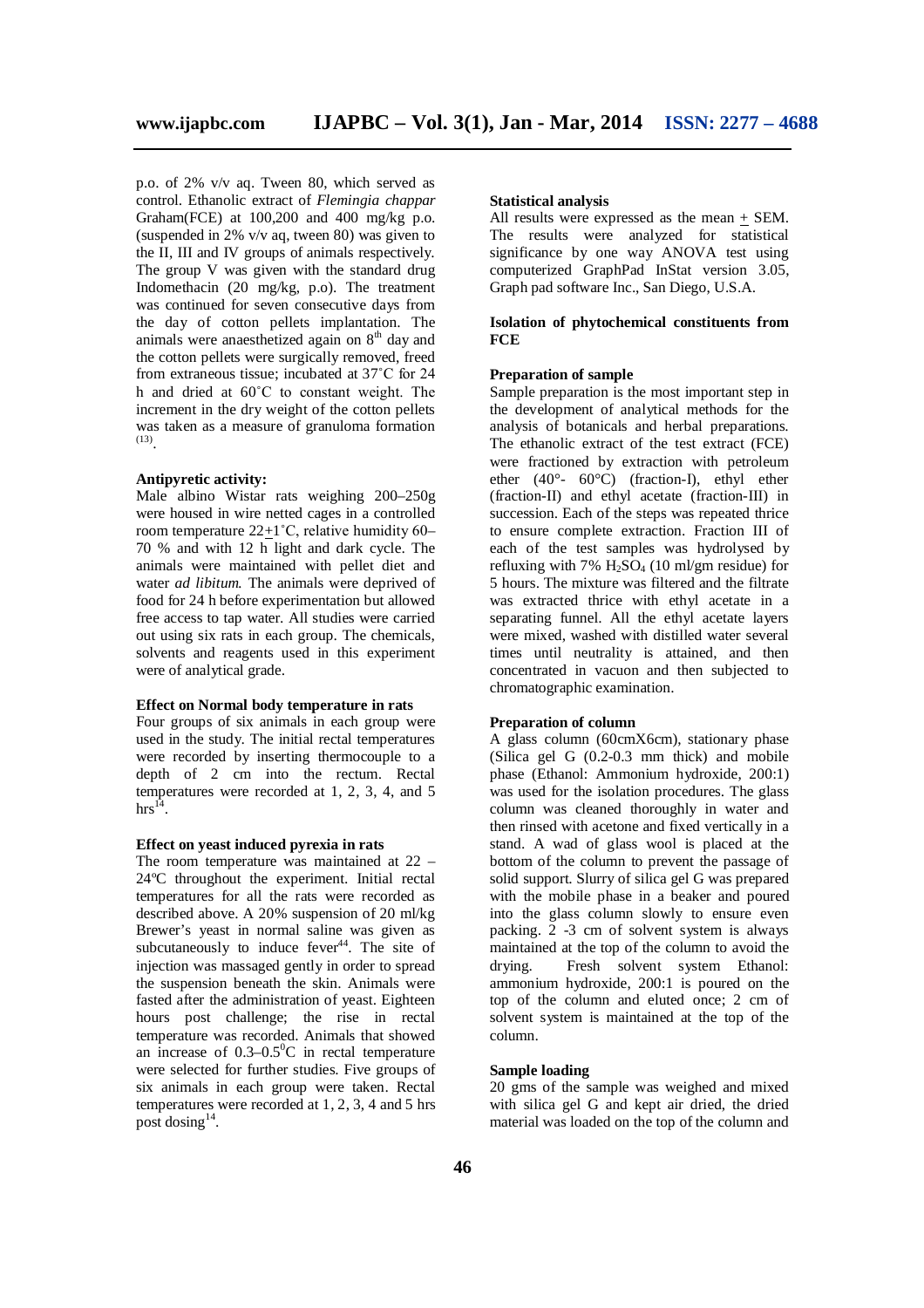p.o. of 2% v/v aq. Tween 80, which served as control. Ethanolic extract of *Flemingia chappar* Graham(FCE) at 100,200 and 400 mg/kg p.o. (suspended in 2% v/v aq, tween 80) was given to the II, III and IV groups of animals respectively. The group V was given with the standard drug Indomethacin (20 mg/kg, p.o). The treatment was continued for seven consecutive days from the day of cotton pellets implantation. The animals were anaesthetized again on $8^{th}$ day and the cotton pellets were surgically removed, freed from extraneous tissue; incubated at 37˚C for 24 h and dried at 60˚C to constant weight. The increment in the dry weight of the cotton pellets was taken as a measure of granuloma formation [(13)].

**Antipyretic activity:**

Male albino Wistar rats weighing 200–250g were housed in wire netted cages in a controlled room temperature 22±1˚C, relative humidity 60–70 % and with 12 h light and dark cycle. The animals were maintained with pellet diet and water *ad libitum.* The animals were deprived of food for 24 h before experimentation but allowed free access to tap water. All studies were carried out using six rats in each group. The chemicals, solvents and reagents used in this experiment were of analytical grade.

**Effect on Normal body temperature in rats**

Four groups of six animals in each group were used in the study. The initial rectal temperatures were recorded by inserting thermocouple to a depth of 2 cm into the rectum. Rectal temperatures were recorded at 1, 2, 3, 4, and 5 hrs[14].

**Effect on yeast induced pyrexia in rats**

The room temperature was maintained at 22 – 24ºC throughout the experiment. Initial rectal temperatures for all the rats were recorded as described above. A 20% suspension of 20 ml/kg Brewer's yeast in normal saline was given as subcutaneously to induce fever[44]. The site of injection was massaged gently in order to spread the suspension beneath the skin. Animals were fasted after the administration of yeast. Eighteen hours post challenge; the rise in rectal temperature was recorded. Animals that showed an increase of 0.3–0.5$^0$C in rectal temperature were selected for further studies. Five groups of six animals in each group were taken. Rectal temperatures were recorded at 1, 2, 3, 4 and 5 hrs post dosing[14].

**Statistical analysis**

All results were expressed as the mean ± SEM. The results were analyzed for statistical significance by one way ANOVA test using computerized GraphPad InStat version 3.05, Graph pad software Inc., San Diego, U.S.A.

**Isolation of phytochemical constituents from FCE**

**Preparation of sample**

Sample preparation is the most important step in the development of analytical methods for the analysis of botanicals and herbal preparations. The ethanolic extract of the test extract (FCE) were fractioned by extraction with petroleum ether (40°- 60°C) (fraction-I), ethyl ether (fraction-II) and ethyl acetate (fraction-III) in succession. Each of the steps was repeated thrice to ensure complete extraction. Fraction III of each of the test samples was hydrolysed by refluxing with 7% $H_2SO_4$ (10 ml/gm residue) for 5 hours. The mixture was filtered and the filtrate was extracted thrice with ethyl acetate in a separating funnel. All the ethyl acetate layers were mixed, washed with distilled water several times until neutrality is attained, and then concentrated in vacuon and then subjected to chromatographic examination.

**Preparation of column**

A glass column (60cmX6cm), stationary phase (Silica gel G (0.2-0.3 mm thick) and mobile phase (Ethanol: Ammonium hydroxide, 200:1) was used for the isolation procedures. The glass column was cleaned thoroughly in water and then rinsed with acetone and fixed vertically in a stand. A wad of glass wool is placed at the bottom of the column to prevent the passage of solid support. Slurry of silica gel G was prepared with the mobile phase in a beaker and poured into the glass column slowly to ensure even packing. 2 -3 cm of solvent system is always maintained at the top of the column to avoid the drying. Fresh solvent system Ethanol: ammonium hydroxide, 200:1 is poured on the top of the column and eluted once; 2 cm of solvent system is maintained at the top of the column.

**Sample loading**

20 gms of the sample was weighed and mixed with silica gel G and kept air dried, the dried material was loaded on the top of the column and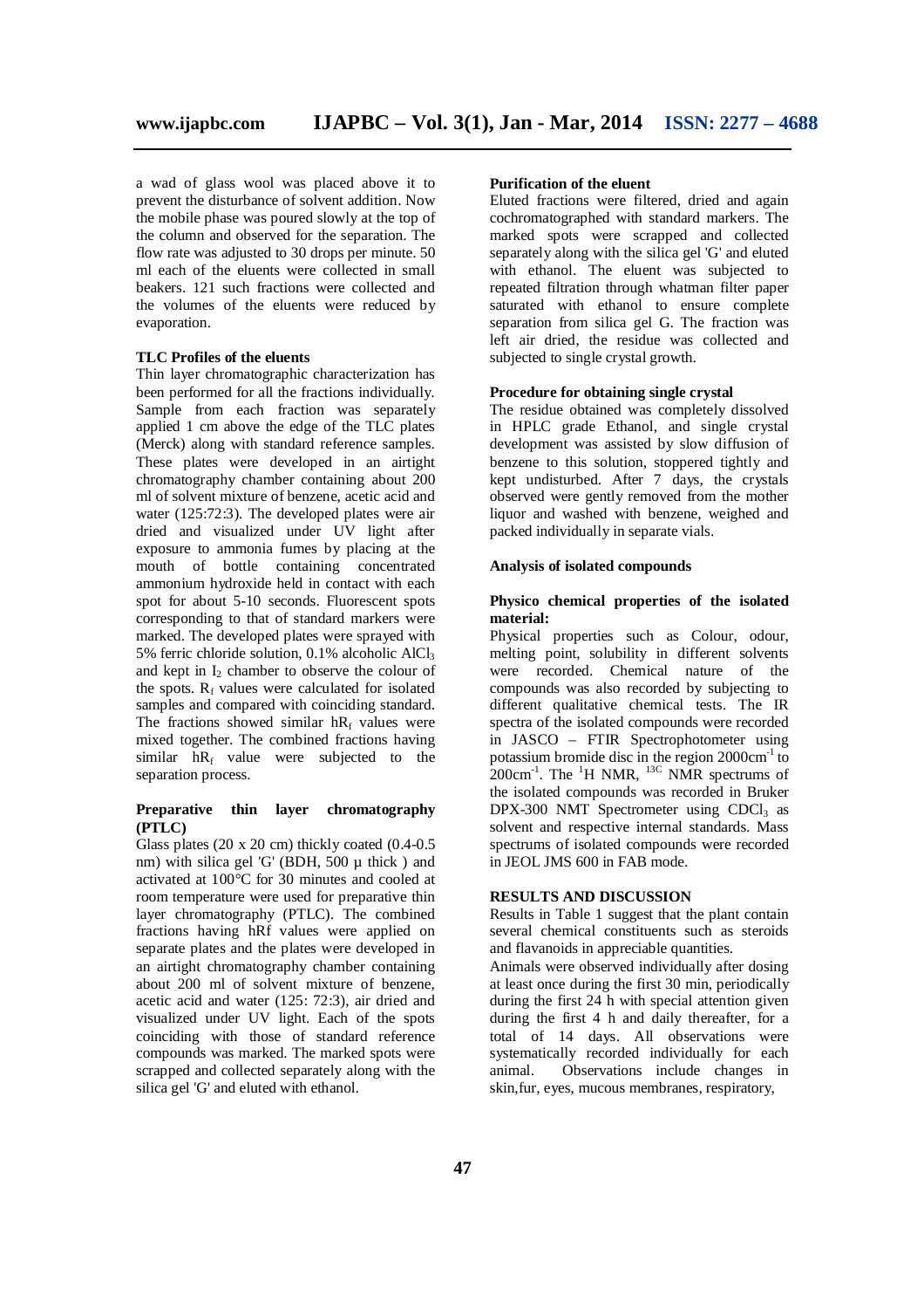a wad of glass wool was placed above it to prevent the disturbance of solvent addition. Now the mobile phase was poured slowly at the top of the column and observed for the separation. The flow rate was adjusted to 30 drops per minute. 50 ml each of the eluents were collected in small beakers. 121 such fractions were collected and the volumes of the eluents were reduced by evaporation.

**TLC Profiles of the eluents**

Thin layer chromatographic characterization has been performed for all the fractions individually. Sample from each fraction was separately applied 1 cm above the edge of the TLC plates (Merck) along with standard reference samples. These plates were developed in an airtight chromatography chamber containing about 200 ml of solvent mixture of benzene, acetic acid and water (125:72:3). The developed plates were air dried and visualized under UV light after exposure to ammonia fumes by placing at the mouth of bottle containing concentrated ammonium hydroxide held in contact with each spot for about 5-10 seconds. Fluorescent spots corresponding to that of standard markers were marked. The developed plates were sprayed with 5% ferric chloride solution, 0.1% alcoholic $AlCl_3$ and kept in $I_2$ chamber to observe the colour of the spots. $R_f$ values were calculated for isolated samples and compared with coinciding standard. The fractions showed similar $hR_f$ values were mixed together. The combined fractions having similar $hR_f$ value were subjected to the separation process.

**Preparative thin layer chromatography (PTLC)**

Glass plates (20 x 20 cm) thickly coated (0.4-0.5 nm) with silica gel 'G' (BDH, 500 µ thick ) and activated at 100°C for 30 minutes and cooled at room temperature were used for preparative thin layer chromatography (PTLC). The combined fractions having hRf values were applied on separate plates and the plates were developed in an airtight chromatography chamber containing about 200 ml of solvent mixture of benzene, acetic acid and water (125: 72:3), air dried and visualized under UV light. Each of the spots coinciding with those of standard reference compounds was marked. The marked spots were scrapped and collected separately along with the silica gel 'G' and eluted with ethanol.

**Purification of the eluent**

Eluted fractions were filtered, dried and again cochromatographed with standard markers. The marked spots were scrapped and collected separately along with the silica gel 'G' and eluted with ethanol. The eluent was subjected to repeated filtration through whatman filter paper saturated with ethanol to ensure complete separation from silica gel G. The fraction was left air dried, the residue was collected and subjected to single crystal growth.

**Procedure for obtaining single crystal**

The residue obtained was completely dissolved in HPLC grade Ethanol, and single crystal development was assisted by slow diffusion of benzene to this solution, stoppered tightly and kept undisturbed. After 7 days, the crystals observed were gently removed from the mother liquor and washed with benzene, weighed and packed individually in separate vials.

**Analysis of isolated compounds**

**Physico chemical properties of the isolated material:**

Physical properties such as Colour, odour, melting point, solubility in different solvents were recorded. Chemical nature of the compounds was also recorded by subjecting to different qualitative chemical tests. The IR spectra of the isolated compounds were recorded in JASCO – FTIR Spectrophotometer using potassium bromide disc in the region 2000cm$^{-1}$ to 200cm$^{-1}$. The $^{1}H$ NMR, $^{13C}$ NMR spectrums of the isolated compounds was recorded in Bruker DPX-300 NMT Spectrometer using $CDCl_3$ as solvent and respective internal standards. Mass spectrums of isolated compounds were recorded in JEOL JMS 600 in FAB mode.

## RESULTS AND DISCUSSION

Results in Table 1 suggest that the plant contain several chemical constituents such as steroids and flavanoids in appreciable quantities.

Animals were observed individually after dosing at least once during the first 30 min, periodically during the first 24 h with special attention given during the first 4 h and daily thereafter, for a total of 14 days. All observations were systematically recorded individually for each animal. Observations include changes in skin,fur, eyes, mucous membranes, respiratory,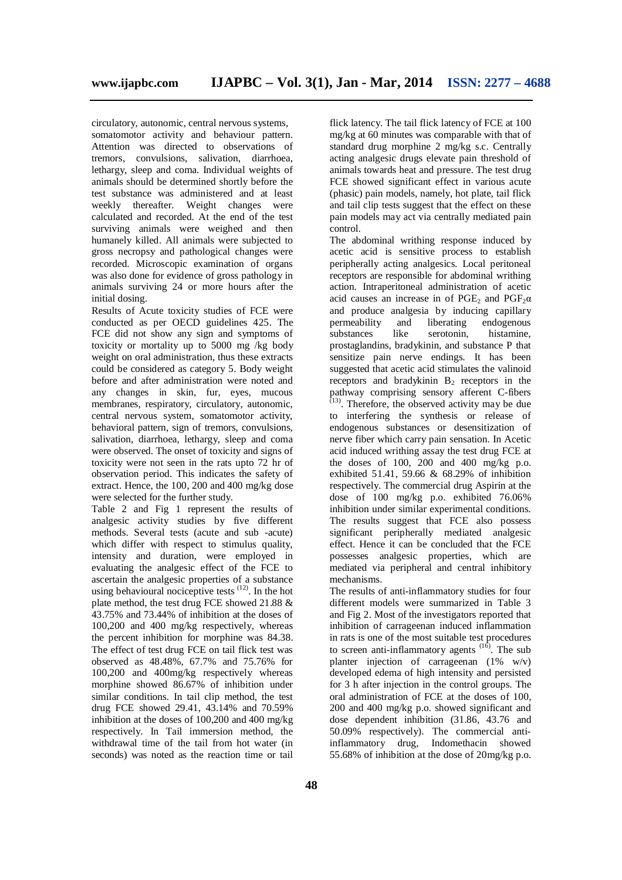circulatory, autonomic, central nervous systems, somatomotor activity and behaviour pattern. Attention was directed to observations of tremors, convulsions, salivation, diarrhoea, lethargy, sleep and coma. Individual weights of animals should be determined shortly before the test substance was administered and at least weekly thereafter. Weight changes were calculated and recorded. At the end of the test surviving animals were weighed and then humanely killed. All animals were subjected to gross necropsy and pathological changes were recorded. Microscopic examination of organs was also done for evidence of gross pathology in animals surviving 24 or more hours after the initial dosing.

Results of Acute toxicity studies of FCE were conducted as per OECD guidelines 425. The FCE did not show any sign and symptoms of toxicity or mortality up to 5000 mg /kg body weight on oral administration, thus these extracts could be considered as category 5. Body weight before and after administration were noted and any changes in skin, fur, eyes, mucous membranes, respiratory, circulatory, autonomic, central nervous system, somatomotor activity, behavioral pattern, sign of tremors, convulsions, salivation, diarrhoea, lethargy, sleep and coma were observed. The onset of toxicity and signs of toxicity were not seen in the rats upto 72 hr of observation period. This indicates the safety of extract. Hence, the 100, 200 and 400 mg/kg dose were selected for the further study.

Table 2 and Fig 1 represent the results of analgesic activity studies by five different methods. Several tests (acute and sub -acute) which differ with respect to stimulus quality, intensity and duration, were employed in evaluating the analgesic effect of the FCE to ascertain the analgesic properties of a substance using behavioural nociceptive tests [12]. In the hot plate method, the test drug FCE showed 21.88 & 43.75% and 73.44% of inhibition at the doses of 100,200 and 400 mg/kg respectively, whereas the percent inhibition for morphine was 84.38. The effect of test drug FCE on tail flick test was observed as 48.48%, 67.7% and 75.76% for 100,200 and 400mg/kg respectively whereas morphine showed 86.67% of inhibition under similar conditions. In tail clip method, the test drug FCE showed 29.41, 43.14% and 70.59% inhibition at the doses of 100,200 and 400 mg/kg respectively. In Tail immersion method, the withdrawal time of the tail from hot water (in seconds) was noted as the reaction time or tail flick latency. The tail flick latency of FCE at 100 mg/kg at 60 minutes was comparable with that of standard drug morphine 2 mg/kg s.c. Centrally acting analgesic drugs elevate pain threshold of animals towards heat and pressure. The test drug FCE showed significant effect in various acute (phasic) pain models, namely, hot plate, tail flick and tail clip tests suggest that the effect on these pain models may act via centrally mediated pain control.

The abdominal writhing response induced by acetic acid is sensitive process to establish peripherally acting analgesics. Local peritoneal receptors are responsible for abdominal writhing action. Intraperitoneal administration of acetic acid causes an increase in of $PGE_2$ and $PGF_2\alpha$ and produce analgesia by inducing capillary permeability and liberating endogenous substances like serotonin, histamine, prostaglandins, bradykinin, and substance P that sensitize pain nerve endings. It has been suggested that acetic acid stimulates the valinoid receptors and bradykinin $B_2$ receptors in the pathway comprising sensory afferent C-fibers [13]. Therefore, the observed activity may be due to interfering the synthesis or release of endogenous substances or desensitization of nerve fiber which carry pain sensation. In Acetic acid induced writhing assay the test drug FCE at the doses of 100, 200 and 400 mg/kg p.o. exhibited 51.41, 59.66 & 68.29% of inhibition respectively. The commercial drug Aspirin at the dose of 100 mg/kg p.o. exhibited 76.06% inhibition under similar experimental conditions. The results suggest that FCE also possess significant peripherally mediated analgesic effect. Hence it can be concluded that the FCE possesses analgesic properties, which are mediated via peripheral and central inhibitory mechanisms.

The results of anti-inflammatory studies for four different models were summarized in Table 3 and Fig 2. Most of the investigators reported that inhibition of carrageenan induced inflammation in rats is one of the most suitable test procedures to screen anti-inflammatory agents [16]. The sub planter injection of carrageenan (1% w/v) developed edema of high intensity and persisted for 3 h after injection in the control groups. The oral administration of FCE at the doses of 100, 200 and 400 mg/kg p.o. showed significant and dose dependent inhibition (31.86, 43.76 and 50.09% respectively). The commercial anti-inflammatory drug, Indomethacin showed 55.68% of inhibition at the dose of 20mg/kg p.o.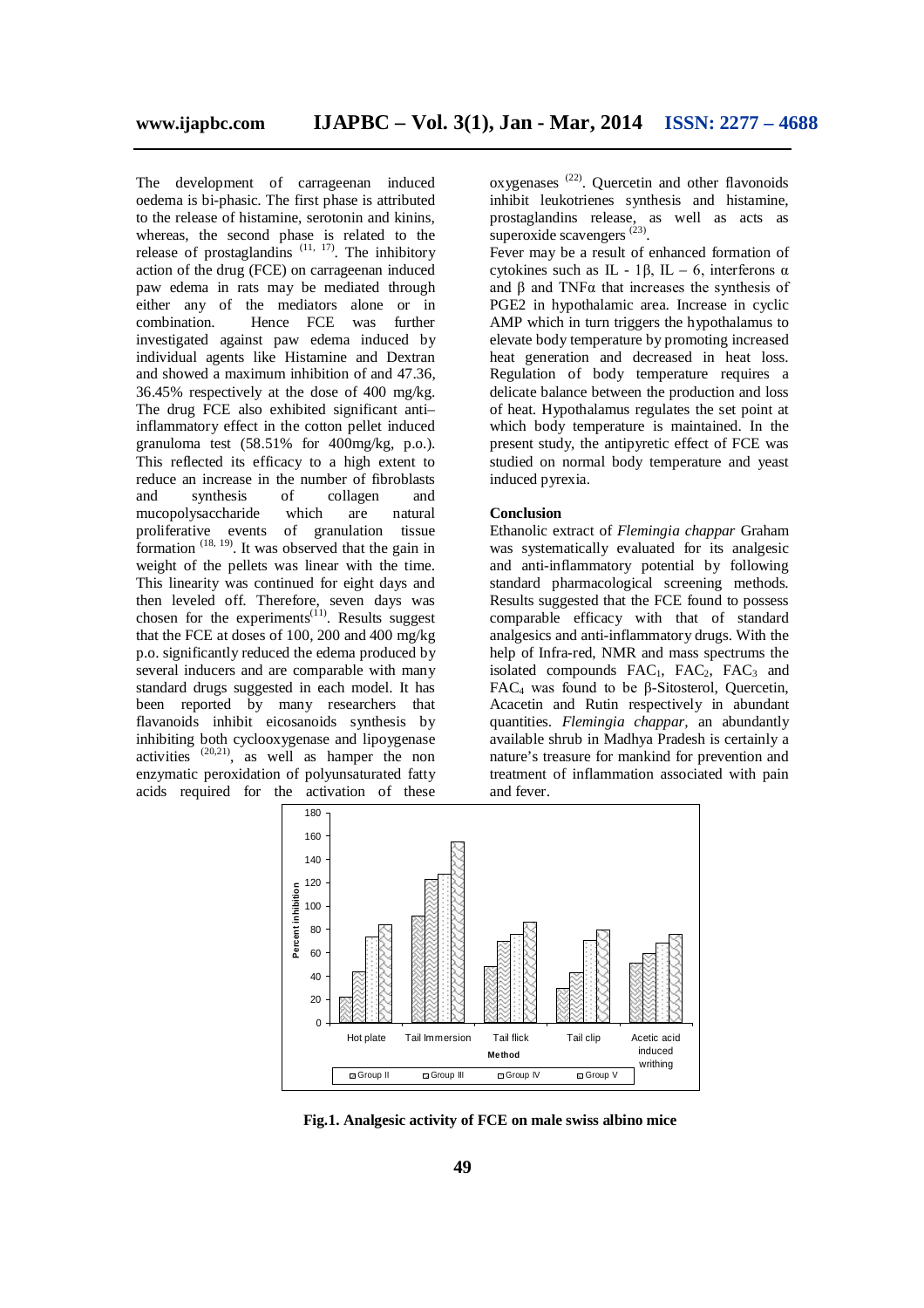The development of carrageenan induced oedema is bi-phasic. The first phase is attributed to the release of histamine, serotonin and kinins, whereas, the second phase is related to the release of prostaglandins [11, 17]. The inhibitory action of the drug (FCE) on carrageenan induced paw edema in rats may be mediated through either any of the mediators alone or in combination. Hence FCE was further investigated against paw edema induced by individual agents like Histamine and Dextran and showed a maximum inhibition of and 47.36, 36.45% respectively at the dose of 400 mg/kg. The drug FCE also exhibited significant anti–inflammatory effect in the cotton pellet induced granuloma test (58.51% for 400mg/kg, p.o.). This reflected its efficacy to a high extent to reduce an increase in the number of fibroblasts and synthesis of collagen and mucopolysaccharide which are natural proliferative events of granulation tissue formation [18, 19]. It was observed that the gain in weight of the pellets was linear with the time. This linearity was continued for eight days and then leveled off. Therefore, seven days was chosen for the experiments[11]. Results suggest that the FCE at doses of 100, 200 and 400 mg/kg p.o. significantly reduced the edema produced by several inducers and are comparable with many standard drugs suggested in each model. It has been reported by many researchers that flavanoids inhibit eicosanoids synthesis by inhibiting both cyclooxygenase and lipoygenase activities [20,21], as well as hamper the non enzymatic peroxidation of polyunsaturated fatty acids required for the activation of these oxygenases [22]. Quercetin and other flavonoids inhibit leukotrienes synthesis and histamine, prostaglandins release, as well as acts as superoxide scavengers [23].

Fever may be a result of enhanced formation of cytokines such as IL - 1β, IL – 6, interferons α and β and TNFα that increases the synthesis of PGE2 in hypothalamic area. Increase in cyclic AMP which in turn triggers the hypothalamus to elevate body temperature by promoting increased heat generation and decreased in heat loss. Regulation of body temperature requires a delicate balance between the production and loss of heat. Hypothalamus regulates the set point at which body temperature is maintained. In the present study, the antipyretic effect of FCE was studied on normal body temperature and yeast induced pyrexia.

#### Conclusion

Ethanolic extract of *Flemingia chappar* Graham was systematically evaluated for its analgesic and anti-inflammatory potential by following standard pharmacological screening methods. Results suggested that the FCE found to possess comparable efficacy with that of standard analgesics and anti-inflammatory drugs. With the help of Infra-red, NMR and mass spectrums the isolated compounds $FAC_1$, $FAC_2$, $FAC_3$ and $FAC_4$ was found to be β-Sitosterol, Quercetin, Acacetin and Rutin respectively in abundant quantities. *Flemingia chappar*, an abundantly available shrub in Madhya Pradesh is certainly a nature's treasure for mankind for prevention and treatment of inflammation associated with pain and fever.

**Fig.1. Analgesic activity of FCE on male swiss albino mice**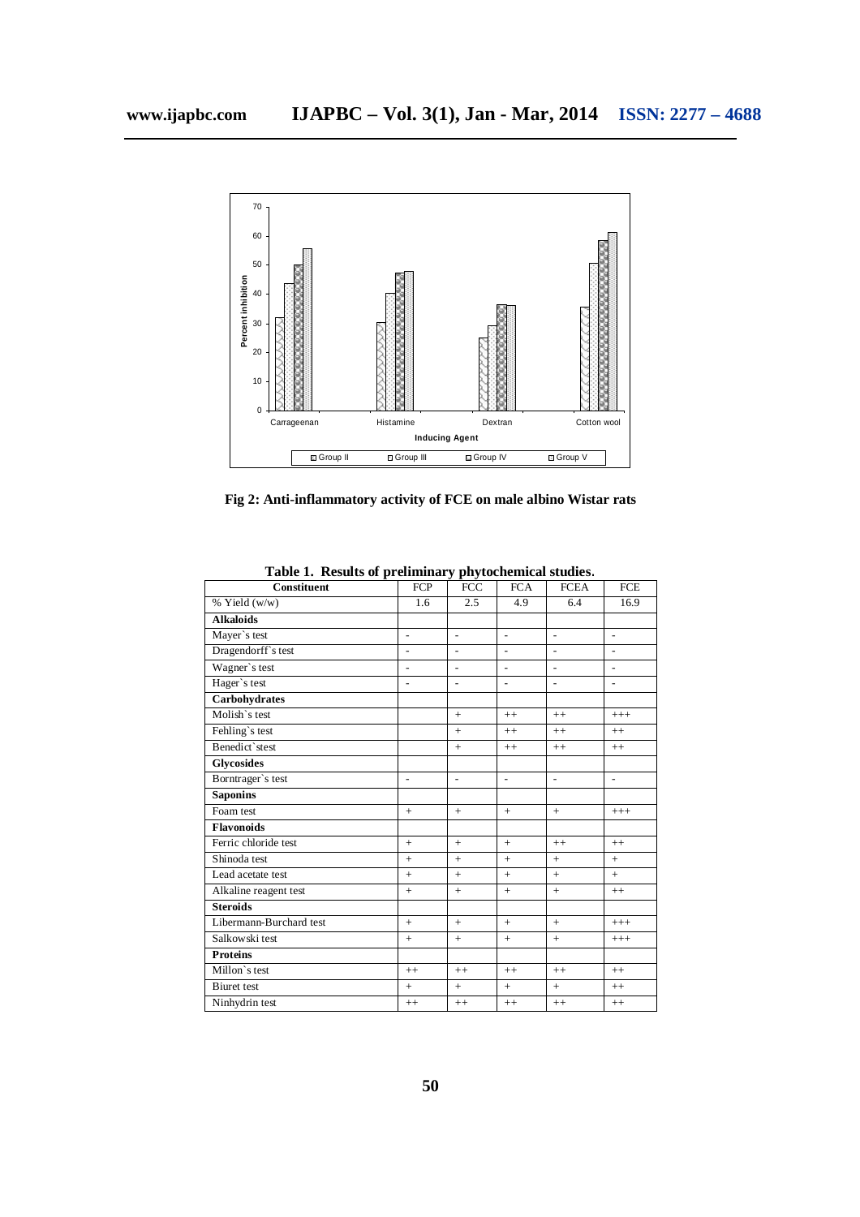Fig 2: Anti-inflammatory activity of FCE on male albino Wistar rats

**Table 1. Results of preliminary phytochemical studies.**

| Constituent | FCP | FCC | FCA | FCEA | FCE |
|---|---|---|---|---|---|
| % Yield (w/w) | 1.6 | 2.5 | 4.9 | 6.4 | 16.9 |
| **Alkaloids** | | | | | |
| Mayer`s test | - | - | - | - | - |
| Dragendorff`s test | - | - | - | - | - |
| Wagner`s test | - | - | - | - | - |
| Hager`s test | - | - | - | - | - |
| **Carbohydrates** | | | | | |
| Molish`s test | | + | ++ | ++ | +++ |
| Fehling`s test | | + | ++ | ++ | ++ |
| Benedict`stest | | + | ++ | ++ | ++ |
| **Glycosides** | | | | | |
| Borntrager`s test | - | - | - | - | - |
| **Saponins** | | | | | |
| Foam test | + | + | + | + | +++ |
| **Flavonoids** | | | | | |
| Ferric chloride test | + | + | + | ++ | ++ |
| Shinoda test | + | + | + | + | + |
| Lead acetate test | + | + | + | + | + |
| Alkaline reagent test | + | + | + | + | ++ |
| **Steroids** | | | | | |
| Libermann-Burchard test | + | + | + | + | +++ |
| Salkowski test | + | + | + | + | +++ |
| **Proteins** | | | | | |
| Millon`s test | ++ | ++ | ++ | ++ | ++ |
| Biuret test | + | + | + | + | ++ |
| Ninhydrin test | ++ | ++ | ++ | ++ | ++ |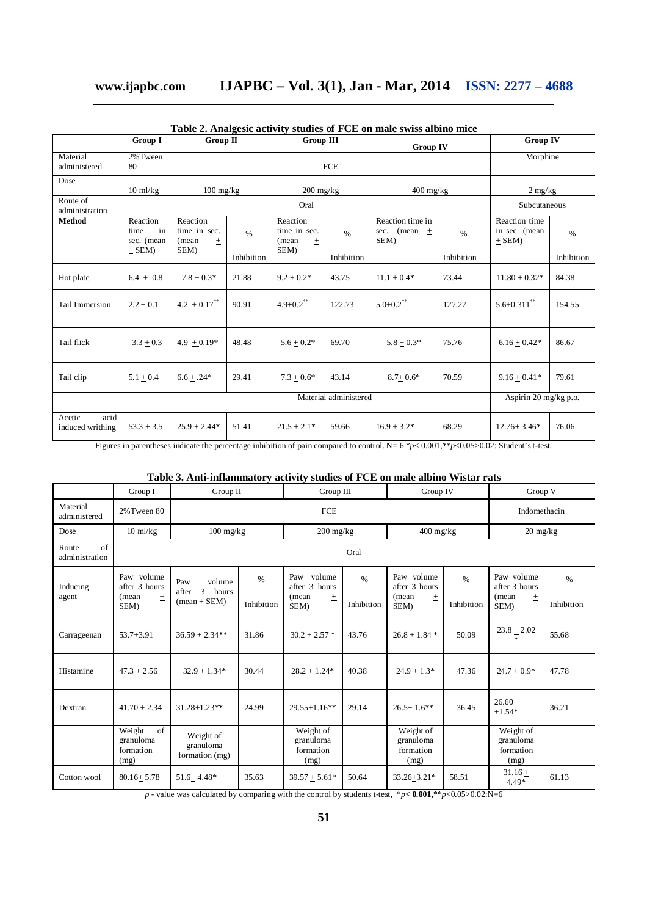**Table 2. Analgesic activity studies of FCE on male swiss albino mice**

| | Group I | Group II | | Group III | | Group IV | | Group IV | |
|---|---|---|---|---|---|---|---|---|---|
| Material administered | 2%Tween 80 | FCE | | | | | | Morphine | |
| Dose | 10 ml/kg | 100 mg/kg | | 200 mg/kg | | 400 mg/kg | | 2 mg/kg | |
| Route of administration | Oral | | | | | | | Subcutaneous | |
| **Method** | Reaction time in sec. (mean ± SEM) | Reaction time in sec. (mean ± SEM) | % Inhibition | Reaction time in sec. (mean ± SEM) | % Inhibition | Reaction time in sec. (mean ± SEM) | % Inhibition | Reaction time in sec. (mean ± SEM) | % Inhibition |
| Hot plate | 6.4 ± 0.8 | 7.8 ± 0.3* | 21.88 | 9.2 ± 0.2* | 43.75 | 11.1 ± 0.4* | 73.44 | 11.80 ± 0.32* | 84.38 |
| Tail Immersion | 2.2 ± 0.1 | 4.2 ± 0.17** | 90.91 | 4.9±0.2** | 122.73 | 5.0±0.2** | 127.27 | 5.6±0.311** | 154.55 |
| Tail flick | 3.3 ± 0.3 | 4.9 ±0.19* | 48.48 | 5.6 ± 0.2* | 69.70 | 5.8 ± 0.3* | 75.76 | 6.16 ± 0.42* | 86.67 |
| Tail clip | 5.1 ± 0.4 | 6.6 ± .24* | 29.41 | 7.3 ± 0.6* | 43.14 | 8.7± 0.6* | 70.59 | 9.16 ± 0.41* | 79.61 |
| | Material administered | | | | | | | Aspirin 20 mg/kg p.o. | |
| Acetic acid induced writhing | 53.3 ± 3.5 | 25.9 ± 2.44* | 51.41 | 21.5 ± 2.1* | 59.66 | 16.9 ± 3.2* | 68.29 | 12.76± 3.46* | 76.06 |

Figures in parentheses indicate the percentage inhibition of pain compared to control. N= 6 *$p$< 0.001,**$p$<0.05>0.02: Student's t-test.

**Table 3. Anti-inflammatory activity studies of FCE on male albino Wistar rats**

| | Group I | Group II | | Group III | | Group IV | | Group V | |
|---|---|---|---|---|---|---|---|---|---|
| Material administered | 2%Tween 80 | FCE | | | | | | Indomethacin | |
| Dose | 10 ml/kg | 100 mg/kg | | 200 mg/kg | | 400 mg/kg | | 20 mg/kg | |
| Route of administration | Oral | | | | | | | | |
| Inducing agent | Paw volume after 3 hours (mean ± SEM) | Paw volume after 3 hours (mean ± SEM) | % Inhibition | Paw volume after 3 hours (mean ± SEM) | % Inhibition | Paw volume after 3 hours (mean ± SEM) | % Inhibition | Paw volume after 3 hours (mean ± SEM) | % Inhibition |
| Carrageenan | 53.7±3.91 | 36.59 ± 2.34** | 31.86 | 30.2 ± 2.57 * | 43.76 | 26.8 ± 1.84 * | 50.09 | 23.8 ± 2.02 * | 55.68 |
| Histamine | 47.3 ± 2.56 | 32.9 ± 1.34* | 30.44 | 28.2 ± 1.24* | 40.38 | 24.9 ± 1.3* | 47.36 | 24.7 ± 0.9* | 47.78 |
| Dextran | 41.70 ± 2.34 | 31.28±1.23** | 24.99 | 29.55±1.16** | 29.14 | 26.5± 1.6** | 36.45 | 26.60 ±1.54* | 36.21 |
| | Weight of granuloma formation (mg) | Weight of granuloma formation (mg) | | Weight of granuloma formation (mg) | | Weight of granuloma formation (mg) | | Weight of granuloma formation (mg) | |
| Cotton wool | 80.16± 5.78 | 51.6± 4.48* | 35.63 | 39.57 ± 5.61* | 50.64 | 33.26±3.21* | 58.51 | 31.16 ± 4.49* | 61.13 |

$p$ - value was calculated by comparing with the control by students t-test, *$p$**< 0.001**,**$p$<0.05>0.02:N=6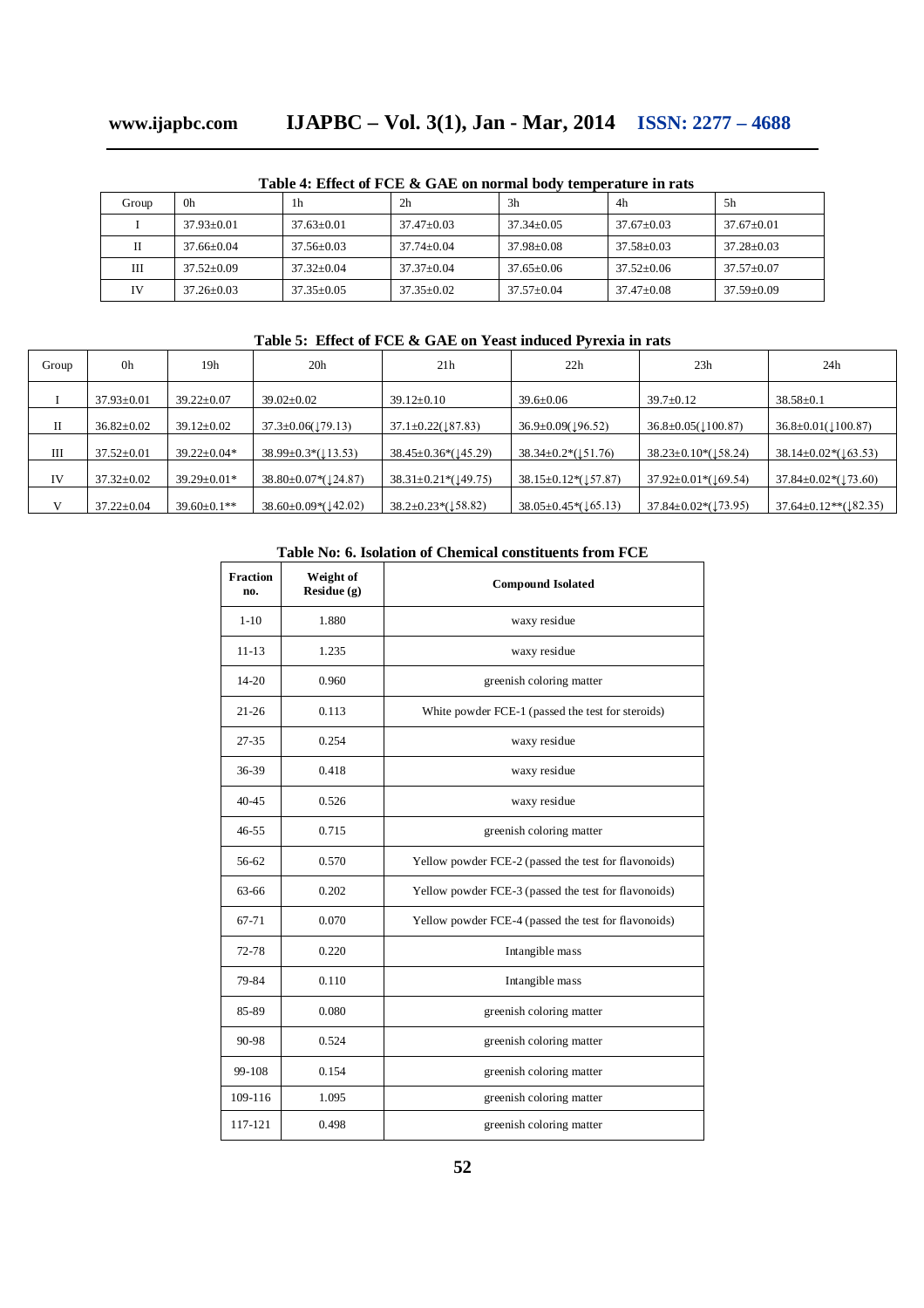**Table 4: Effect of FCE & GAE on normal body temperature in rats**

| Group | 0h | 1h | 2h | 3h | 4h | 5h |
|---|---|---|---|---|---|---|
| I | 37.93±0.01 | 37.63±0.01 | 37.47±0.03 | 37.34±0.05 | 37.67±0.03 | 37.67±0.01 |
| II | 37.66±0.04 | 37.56±0.03 | 37.74±0.04 | 37.98±0.08 | 37.58±0.03 | 37.28±0.03 |
| III | 37.52±0.09 | 37.32±0.04 | 37.37±0.04 | 37.65±0.06 | 37.52±0.06 | 37.57±0.07 |
| IV | 37.26±0.03 | 37.35±0.05 | 37.35±0.02 | 37.57±0.04 | 37.47±0.08 | 37.59±0.09 |

**Table 5: Effect of FCE & GAE on Yeast induced Pyrexia in rats**

| Group | 0h | 19h | 20h | 21h | 22h | 23h | 24h |
|---|---|---|---|---|---|---|---|
| I | 37.93±0.01 | 39.22±0.07 | 39.02±0.02 | 39.12±0.10 | 39.6±0.06 | 39.7±0.12 | 38.58±0.1 |
| II | 36.82±0.02 | 39.12±0.02 | 37.3±0.06(↓79.13) | 37.1±0.22(↓87.83) | 36.9±0.09(↓96.52) | 36.8±0.05(↓100.87) | 36.8±0.01(↓100.87) |
| III | 37.52±0.01 | 39.22±0.04* | 38.99±0.3*(↓13.53) | 38.45±0.36*(↓45.29) | 38.34±0.2*(↓51.76) | 38.23±0.10*(↓58.24) | 38.14±0.02*(↓63.53) |
| IV | 37.32±0.02 | 39.29±0.01* | 38.80±0.07*(↓24.87) | 38.31±0.21*(↓49.75) | 38.15±0.12*(↓57.87) | 37.92±0.01*(↓69.54) | 37.84±0.02*(↓73.60) |
| V | 37.22±0.04 | 39.60±0.1** | 38.60±0.09*(↓42.02) | 38.2±0.23*(↓58.82) | 38.05±0.45*(↓65.13) | 37.84±0.02*(↓73.95) | 37.64±0.12**(↓82.35) |

**Table No: 6. Isolation of Chemical constituents from FCE**

| Fraction no. | Weight of Residue (g) | Compound Isolated |
|---|---|---|
| 1-10 | 1.880 | waxy residue |
| 11-13 | 1.235 | waxy residue |
| 14-20 | 0.960 | greenish coloring matter |
| 21-26 | 0.113 | White powder FCE-1 (passed the test for steroids) |
| 27-35 | 0.254 | waxy residue |
| 36-39 | 0.418 | waxy residue |
| 40-45 | 0.526 | waxy residue |
| 46-55 | 0.715 | greenish coloring matter |
| 56-62 | 0.570 | Yellow powder FCE-2 (passed the test for flavonoids) |
| 63-66 | 0.202 | Yellow powder FCE-3 (passed the test for flavonoids) |
| 67-71 | 0.070 | Yellow powder FCE-4 (passed the test for flavonoids) |
| 72-78 | 0.220 | Intangible mass |
| 79-84 | 0.110 | Intangible mass |
| 85-89 | 0.080 | greenish coloring matter |
| 90-98 | 0.524 | greenish coloring matter |
| 99-108 | 0.154 | greenish coloring matter |
| 109-116 | 1.095 | greenish coloring matter |
| 117-121 | 0.498 | greenish coloring matter |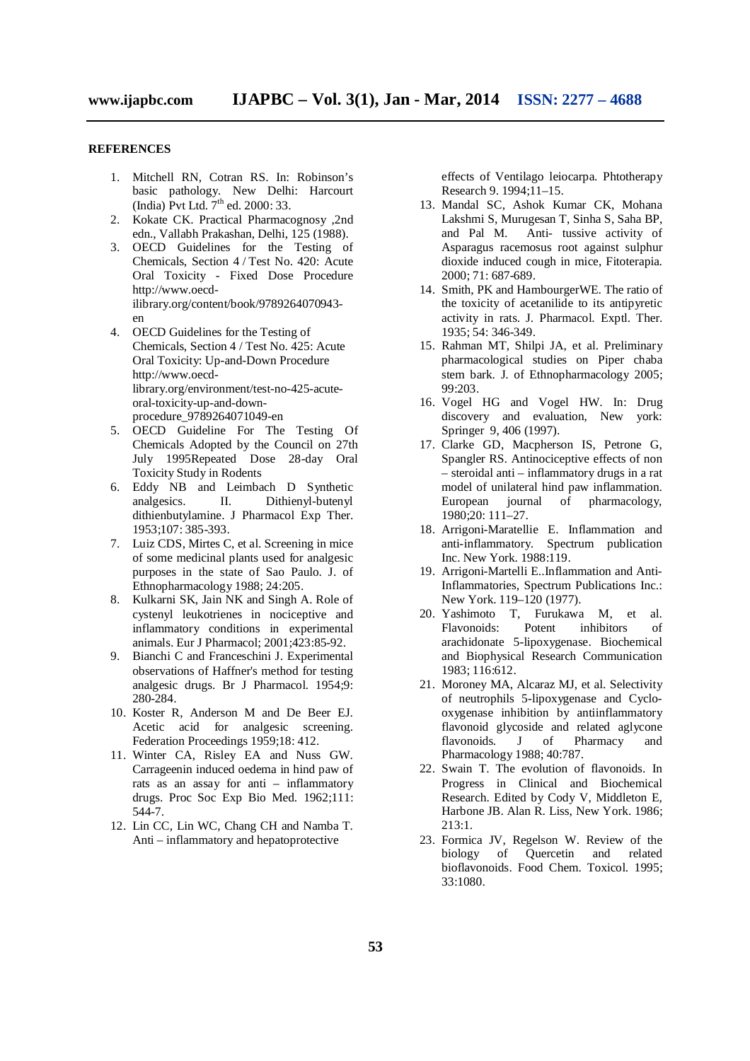## REFERENCES

1. Mitchell RN, Cotran RS. In: Robinson's basic pathology. New Delhi: Harcourt (India) Pvt Ltd. 7th ed. 2000: 33.
2. Kokate CK. Practical Pharmacognosy ,2nd edn., Vallabh Prakashan, Delhi, 125 (1988).
3. OECD Guidelines for the Testing of Chemicals, Section 4 / Test No. 420: Acute Oral Toxicity - Fixed Dose Procedure http://www.oecd-ilibrary.org/content/book/9789264070943-en
4. OECD Guidelines for the Testing of Chemicals, Section 4 / Test No. 425: Acute Oral Toxicity: Up-and-Down Procedure http://www.oecd-library.org/environment/test-no-425-acute-oral-toxicity-up-and-down-procedure_9789264071049-en
5. OECD Guideline For The Testing Of Chemicals Adopted by the Council on 27th July 1995Repeated Dose 28-day Oral Toxicity Study in Rodents
6. Eddy NB and Leimbach D Synthetic analgesics. II. Dithienyl-butenyl dithienbutylamine. J Pharmacol Exp Ther. 1953;107: 385-393.
7. Luiz CDS, Mirtes C, et al. Screening in mice of some medicinal plants used for analgesic purposes in the state of Sao Paulo. J. of Ethnopharmacology 1988; 24:205.
8. Kulkarni SK, Jain NK and Singh A. Role of cystenyl leukotrienes in nociceptive and inflammatory conditions in experimental animals. Eur J Pharmacol; 2001;423:85-92.
9. Bianchi C and Franceschini J. Experimental observations of Haffner's method for testing analgesic drugs. Br J Pharmacol. 1954;9: 280-284.
10. Koster R, Anderson M and De Beer EJ. Acetic acid for analgesic screening. Federation Proceedings 1959;18: 412.
11. Winter CA, Risley EA and Nuss GW. Carrageenin induced oedema in hind paw of rats as an assay for anti – inflammatory drugs. Proc Soc Exp Bio Med. 1962;111: 544-7.
12. Lin CC, Lin WC, Chang CH and Namba T. Anti – inflammatory and hepatoprotective effects of Ventilago leiocarpa. Phtotherapy Research 9. 1994;11–15.
13. Mandal SC, Ashok Kumar CK, Mohana Lakshmi S, Murugesan T, Sinha S, Saha BP, and Pal M. Anti- tussive activity of Asparagus racemosus root against sulphur dioxide induced cough in mice, Fitoterapia. 2000; 71: 687-689.
14. Smith, PK and HambourgerWE. The ratio of the toxicity of acetanilide to its antipyretic activity in rats. J. Pharmacol. Exptl. Ther. 1935; 54: 346-349.
15. Rahman MT, Shilpi JA, et al. Preliminary pharmacological studies on Piper chaba stem bark. J. of Ethnopharmacology 2005; 99:203.
16. Vogel HG and Vogel HW. In: Drug discovery and evaluation, New york: Springer 9, 406 (1997).
17. Clarke GD, Macpherson IS, Petrone G, Spangler RS. Antinociceptive effects of non – steroidal anti – inflammatory drugs in a rat model of unilateral hind paw inflammation. European journal of pharmacology, 1980;20: 111–27.
18. Arrigoni-Maratellie E. Inflammation and anti-inflammatory. Spectrum publication Inc. New York. 1988:119.
19. Arrigoni-Martelli E..Inflammation and Anti-Inflammatories, Spectrum Publications Inc.: New York. 119–120 (1977).
20. Yashimoto T, Furukawa M, et al. Flavonoids: Potent inhibitors of arachidonate 5-lipoxygenase. Biochemical and Biophysical Research Communication 1983; 116:612.
21. Moroney MA, Alcaraz MJ, et al. Selectivity of neutrophils 5-lipoxygenase and Cyclo-oxygenase inhibition by antiinflammatory flavonoid glycoside and related aglycone flavonoids. J of Pharmacy and Pharmacology 1988; 40:787.
22. Swain T. The evolution of flavonoids. In Progress in Clinical and Biochemical Research. Edited by Cody V, Middleton E, Harbone JB. Alan R. Liss, New York. 1986; 213:1.
23. Formica JV, Regelson W. Review of the biology of Quercetin and related bioflavonoids. Food Chem. Toxicol. 1995; 33:1080.